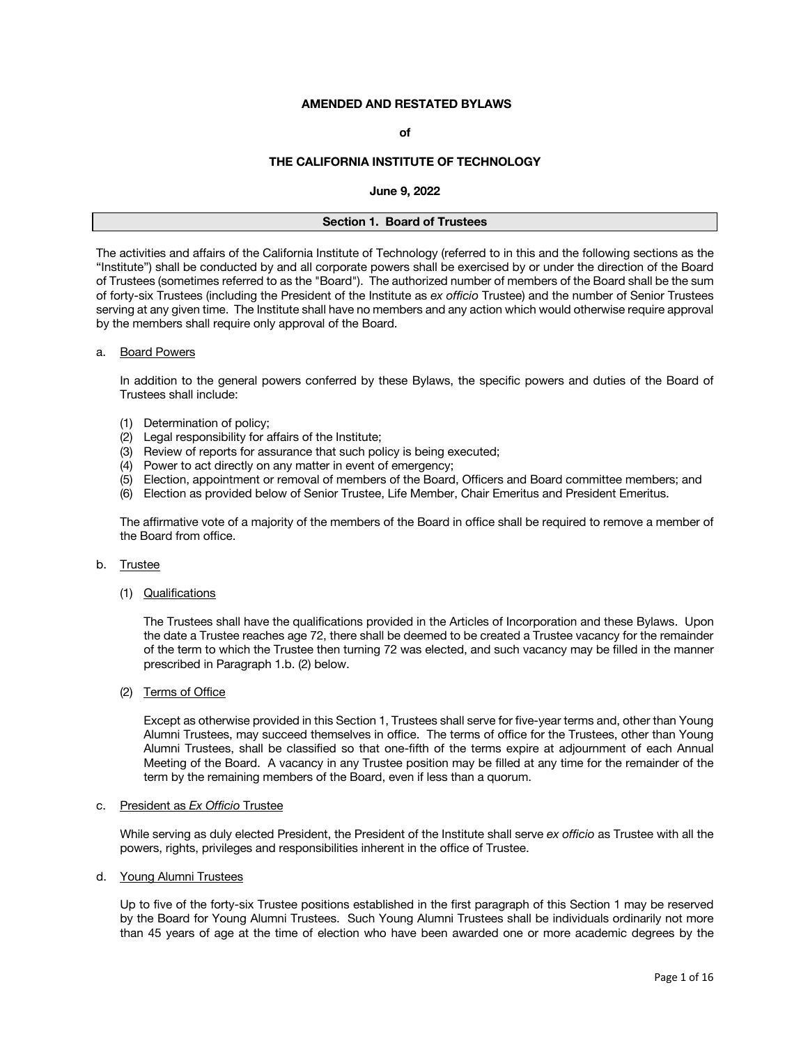# AMENDED AND RESTATED BYLAWS

**of**

# THE CALIFORNIA INSTITUTE OF TECHNOLOGY

**June 9, 2022**

## Section 1. Board of Trustees

The activities and affairs of the California Institute of Technology (referred to in this and the following sections as the "Institute") shall be conducted by and all corporate powers shall be exercised by or under the direction of the Board of Trustees (sometimes referred to as the "Board"). The authorized number of members of the Board shall be the sum of forty-six Trustees (including the President of the Institute as *ex officio* Trustee) and the number of Senior Trustees serving at any given time. The Institute shall have no members and any action which would otherwise require approval by the members shall require only approval of the Board.

a. Board Powers

In addition to the general powers conferred by these Bylaws, the specific powers and duties of the Board of Trustees shall include:

(1) Determination of policy;
(2) Legal responsibility for affairs of the Institute;
(3) Review of reports for assurance that such policy is being executed;
(4) Power to act directly on any matter in event of emergency;
(5) Election, appointment or removal of members of the Board, Officers and Board committee members; and
(6) Election as provided below of Senior Trustee, Life Member, Chair Emeritus and President Emeritus.

The affirmative vote of a majority of the members of the Board in office shall be required to remove a member of the Board from office.

b. Trustee

(1) Qualifications

The Trustees shall have the qualifications provided in the Articles of Incorporation and these Bylaws. Upon the date a Trustee reaches age 72, there shall be deemed to be created a Trustee vacancy for the remainder of the term to which the Trustee then turning 72 was elected, and such vacancy may be filled in the manner prescribed in Paragraph 1.b. (2) below.

(2) Terms of Office

Except as otherwise provided in this Section 1, Trustees shall serve for five-year terms and, other than Young Alumni Trustees, may succeed themselves in office. The terms of office for the Trustees, other than Young Alumni Trustees, shall be classified so that one-fifth of the terms expire at adjournment of each Annual Meeting of the Board. A vacancy in any Trustee position may be filled at any time for the remainder of the term by the remaining members of the Board, even if less than a quorum.

c. President as *Ex Officio* Trustee

While serving as duly elected President, the President of the Institute shall serve *ex officio* as Trustee with all the powers, rights, privileges and responsibilities inherent in the office of Trustee.

d. Young Alumni Trustees

Up to five of the forty-six Trustee positions established in the first paragraph of this Section 1 may be reserved by the Board for Young Alumni Trustees. Such Young Alumni Trustees shall be individuals ordinarily not more than 45 years of age at the time of election who have been awarded one or more academic degrees by the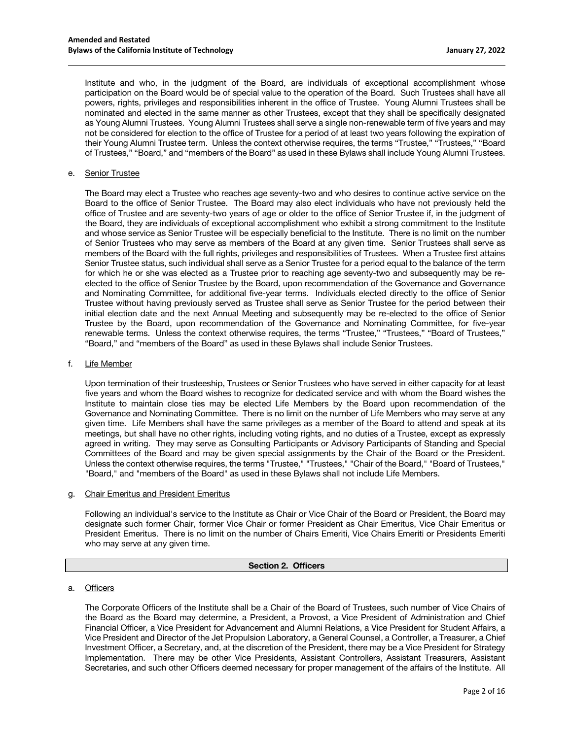Institute and who, in the judgment of the Board, are individuals of exceptional accomplishment whose participation on the Board would be of special value to the operation of the Board. Such Trustees shall have all powers, rights, privileges and responsibilities inherent in the office of Trustee. Young Alumni Trustees shall be nominated and elected in the same manner as other Trustees, except that they shall be specifically designated as Young Alumni Trustees. Young Alumni Trustees shall serve a single non-renewable term of five years and may not be considered for election to the office of Trustee for a period of at least two years following the expiration of their Young Alumni Trustee term. Unless the context otherwise requires, the terms "Trustee," "Trustees," "Board of Trustees," "Board," and "members of the Board" as used in these Bylaws shall include Young Alumni Trustees.

e. Senior Trustee

The Board may elect a Trustee who reaches age seventy-two and who desires to continue active service on the Board to the office of Senior Trustee. The Board may also elect individuals who have not previously held the office of Trustee and are seventy-two years of age or older to the office of Senior Trustee if, in the judgment of the Board, they are individuals of exceptional accomplishment who exhibit a strong commitment to the Institute and whose service as Senior Trustee will be especially beneficial to the Institute. There is no limit on the number of Senior Trustees who may serve as members of the Board at any given time. Senior Trustees shall serve as members of the Board with the full rights, privileges and responsibilities of Trustees. When a Trustee first attains Senior Trustee status, such individual shall serve as a Senior Trustee for a period equal to the balance of the term for which he or she was elected as a Trustee prior to reaching age seventy-two and subsequently may be re-elected to the office of Senior Trustee by the Board, upon recommendation of the Governance and Governance and Nominating Committee, for additional five-year terms. Individuals elected directly to the office of Senior Trustee without having previously served as Trustee shall serve as Senior Trustee for the period between their initial election date and the next Annual Meeting and subsequently may be re-elected to the office of Senior Trustee by the Board, upon recommendation of the Governance and Nominating Committee, for five-year renewable terms. Unless the context otherwise requires, the terms "Trustee," "Trustees," "Board of Trustees," "Board," and "members of the Board" as used in these Bylaws shall include Senior Trustees.

f. Life Member

Upon termination of their trusteeship, Trustees or Senior Trustees who have served in either capacity for at least five years and whom the Board wishes to recognize for dedicated service and with whom the Board wishes the Institute to maintain close ties may be elected Life Members by the Board upon recommendation of the Governance and Nominating Committee. There is no limit on the number of Life Members who may serve at any given time. Life Members shall have the same privileges as a member of the Board to attend and speak at its meetings, but shall have no other rights, including voting rights, and no duties of a Trustee, except as expressly agreed in writing. They may serve as Consulting Participants or Advisory Participants of Standing and Special Committees of the Board and may be given special assignments by the Chair of the Board or the President. Unless the context otherwise requires, the terms "Trustee," "Trustees," "Chair of the Board," "Board of Trustees," "Board," and "members of the Board" as used in these Bylaws shall not include Life Members.

g. Chair Emeritus and President Emeritus

Following an individual's service to the Institute as Chair or Vice Chair of the Board or President, the Board may designate such former Chair, former Vice Chair or former President as Chair Emeritus, Vice Chair Emeritus or President Emeritus. There is no limit on the number of Chairs Emeriti, Vice Chairs Emeriti or Presidents Emeriti who may serve at any given time.

## Section 2. Officers

a. Officers

The Corporate Officers of the Institute shall be a Chair of the Board of Trustees, such number of Vice Chairs of the Board as the Board may determine, a President, a Provost, a Vice President of Administration and Chief Financial Officer, a Vice President for Advancement and Alumni Relations, a Vice President for Student Affairs, a Vice President and Director of the Jet Propulsion Laboratory, a General Counsel, a Controller, a Treasurer, a Chief Investment Officer, a Secretary, and, at the discretion of the President, there may be a Vice President for Strategy Implementation. There may be other Vice Presidents, Assistant Controllers, Assistant Treasurers, Assistant Secretaries, and such other Officers deemed necessary for proper management of the affairs of the Institute. All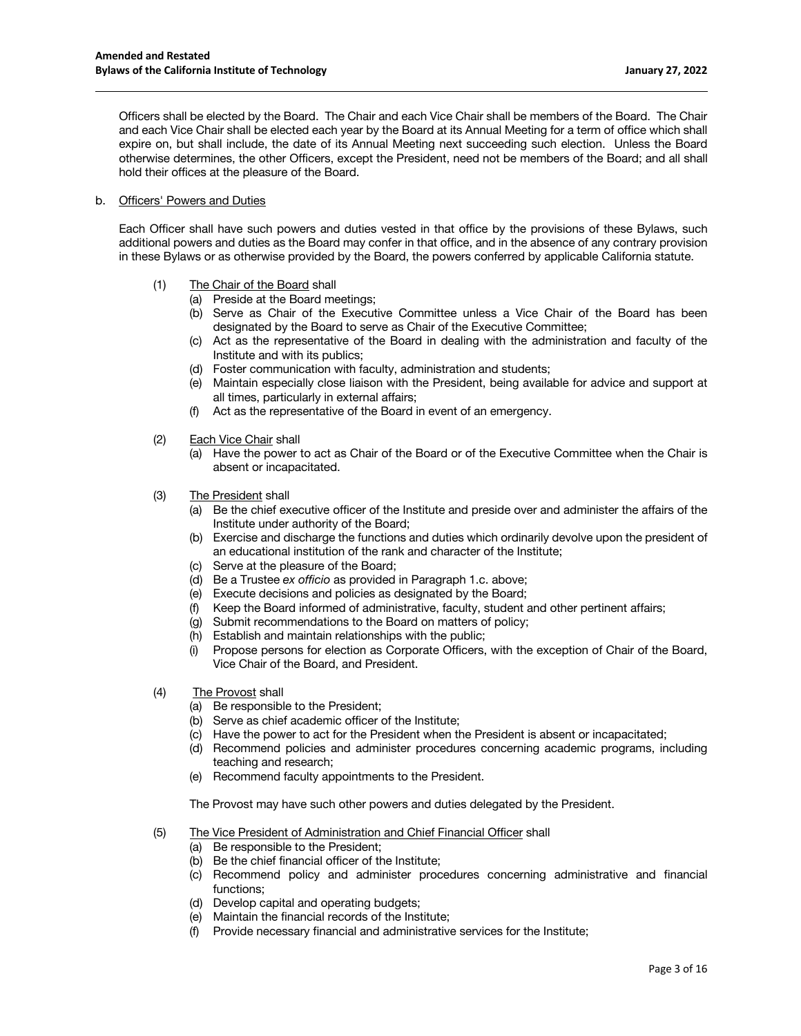Officers shall be elected by the Board. The Chair and each Vice Chair shall be members of the Board. The Chair and each Vice Chair shall be elected each year by the Board at its Annual Meeting for a term of office which shall expire on, but shall include, the date of its Annual Meeting next succeeding such election. Unless the Board otherwise determines, the other Officers, except the President, need not be members of the Board; and all shall hold their offices at the pleasure of the Board.

b. Officers' Powers and Duties

Each Officer shall have such powers and duties vested in that office by the provisions of these Bylaws, such additional powers and duties as the Board may confer in that office, and in the absence of any contrary provision in these Bylaws or as otherwise provided by the Board, the powers conferred by applicable California statute.

(1) The Chair of the Board shall
- (a) Preside at the Board meetings;
- (b) Serve as Chair of the Executive Committee unless a Vice Chair of the Board has been designated by the Board to serve as Chair of the Executive Committee;
- (c) Act as the representative of the Board in dealing with the administration and faculty of the Institute and with its publics;
- (d) Foster communication with faculty, administration and students;
- (e) Maintain especially close liaison with the President, being available for advice and support at all times, particularly in external affairs;
- (f) Act as the representative of the Board in event of an emergency.

(2) Each Vice Chair shall
- (a) Have the power to act as Chair of the Board or of the Executive Committee when the Chair is absent or incapacitated.

(3) The President shall
- (a) Be the chief executive officer of the Institute and preside over and administer the affairs of the Institute under authority of the Board;
- (b) Exercise and discharge the functions and duties which ordinarily devolve upon the president of an educational institution of the rank and character of the Institute;
- (c) Serve at the pleasure of the Board;
- (d) Be a Trustee *ex officio* as provided in Paragraph 1.c. above;
- (e) Execute decisions and policies as designated by the Board;
- (f) Keep the Board informed of administrative, faculty, student and other pertinent affairs;
- (g) Submit recommendations to the Board on matters of policy;
- (h) Establish and maintain relationships with the public;
- (i) Propose persons for election as Corporate Officers, with the exception of Chair of the Board, Vice Chair of the Board, and President.

(4) The Provost shall
- (a) Be responsible to the President;
- (b) Serve as chief academic officer of the Institute;
- (c) Have the power to act for the President when the President is absent or incapacitated;
- (d) Recommend policies and administer procedures concerning academic programs, including teaching and research;
- (e) Recommend faculty appointments to the President.

The Provost may have such other powers and duties delegated by the President.

(5) The Vice President of Administration and Chief Financial Officer shall
- (a) Be responsible to the President;
- (b) Be the chief financial officer of the Institute;
- (c) Recommend policy and administer procedures concerning administrative and financial functions;
- (d) Develop capital and operating budgets;
- (e) Maintain the financial records of the Institute;
- (f) Provide necessary financial and administrative services for the Institute;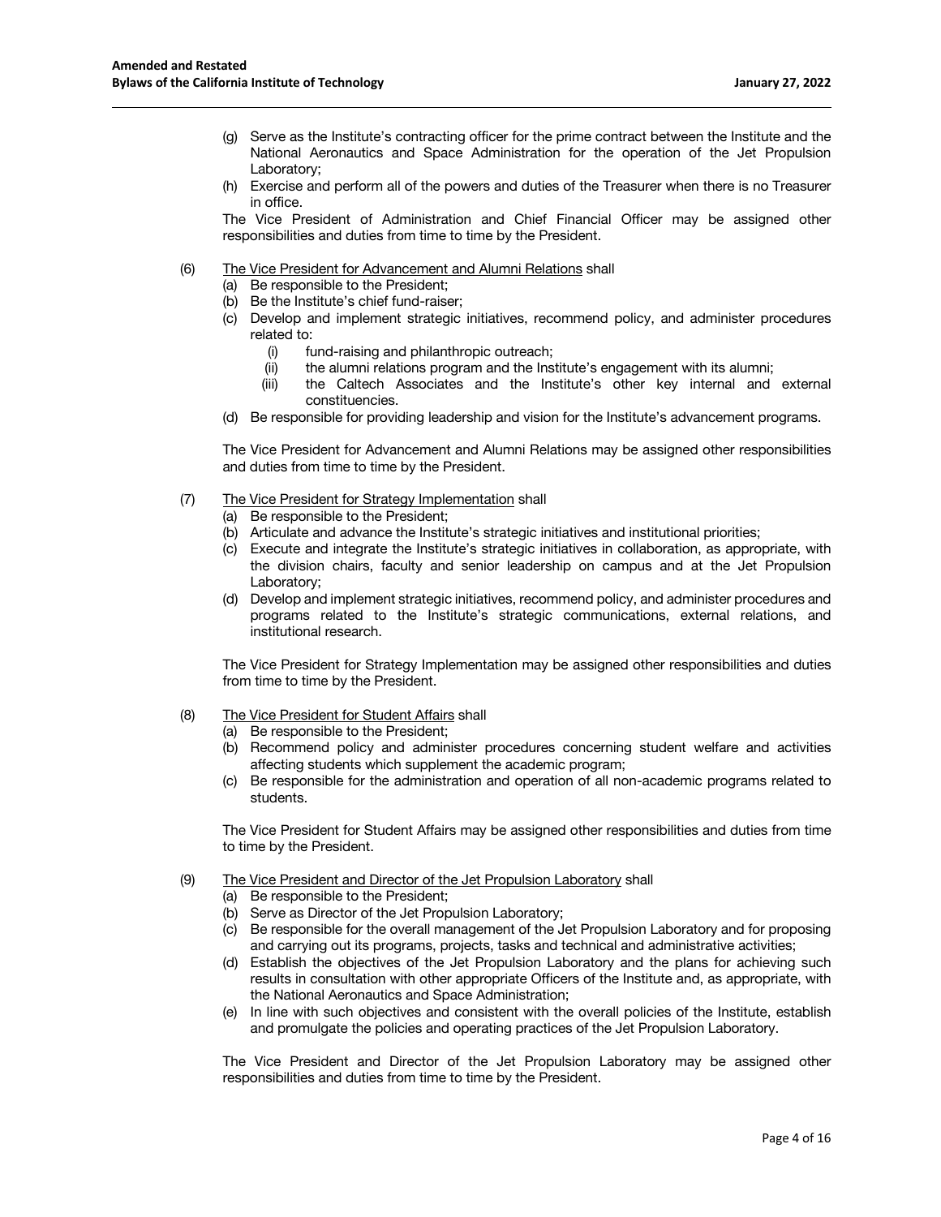(g) Serve as the Institute's contracting officer for the prime contract between the Institute and the National Aeronautics and Space Administration for the operation of the Jet Propulsion Laboratory;

(h) Exercise and perform all of the powers and duties of the Treasurer when there is no Treasurer in office.

The Vice President of Administration and Chief Financial Officer may be assigned other responsibilities and duties from time to time by the President.

(6) <u>The Vice President for Advancement and Alumni Relations</u> shall

(a) Be responsible to the President;

(b) Be the Institute's chief fund-raiser;

(c) Develop and implement strategic initiatives, recommend policy, and administer procedures related to:

   (i) fund-raising and philanthropic outreach;

   (ii) the alumni relations program and the Institute's engagement with its alumni;

   (iii) the Caltech Associates and the Institute's other key internal and external constituencies.

(d) Be responsible for providing leadership and vision for the Institute's advancement programs.

The Vice President for Advancement and Alumni Relations may be assigned other responsibilities and duties from time to time by the President.

(7) <u>The Vice President for Strategy Implementation</u> shall

(a) Be responsible to the President;

(b) Articulate and advance the Institute's strategic initiatives and institutional priorities;

(c) Execute and integrate the Institute's strategic initiatives in collaboration, as appropriate, with the division chairs, faculty and senior leadership on campus and at the Jet Propulsion Laboratory;

(d) Develop and implement strategic initiatives, recommend policy, and administer procedures and programs related to the Institute's strategic communications, external relations, and institutional research.

The Vice President for Strategy Implementation may be assigned other responsibilities and duties from time to time by the President.

(8) <u>The Vice President for Student Affairs</u> shall

(a) Be responsible to the President;

(b) Recommend policy and administer procedures concerning student welfare and activities affecting students which supplement the academic program;

(c) Be responsible for the administration and operation of all non-academic programs related to students.

The Vice President for Student Affairs may be assigned other responsibilities and duties from time to time by the President.

(9) <u>The Vice President and Director of the Jet Propulsion Laboratory</u> shall

(a) Be responsible to the President;

(b) Serve as Director of the Jet Propulsion Laboratory;

(c) Be responsible for the overall management of the Jet Propulsion Laboratory and for proposing and carrying out its programs, projects, tasks and technical and administrative activities;

(d) Establish the objectives of the Jet Propulsion Laboratory and the plans for achieving such results in consultation with other appropriate Officers of the Institute and, as appropriate, with the National Aeronautics and Space Administration;

(e) In line with such objectives and consistent with the overall policies of the Institute, establish and promulgate the policies and operating practices of the Jet Propulsion Laboratory.

The Vice President and Director of the Jet Propulsion Laboratory may be assigned other responsibilities and duties from time to time by the President.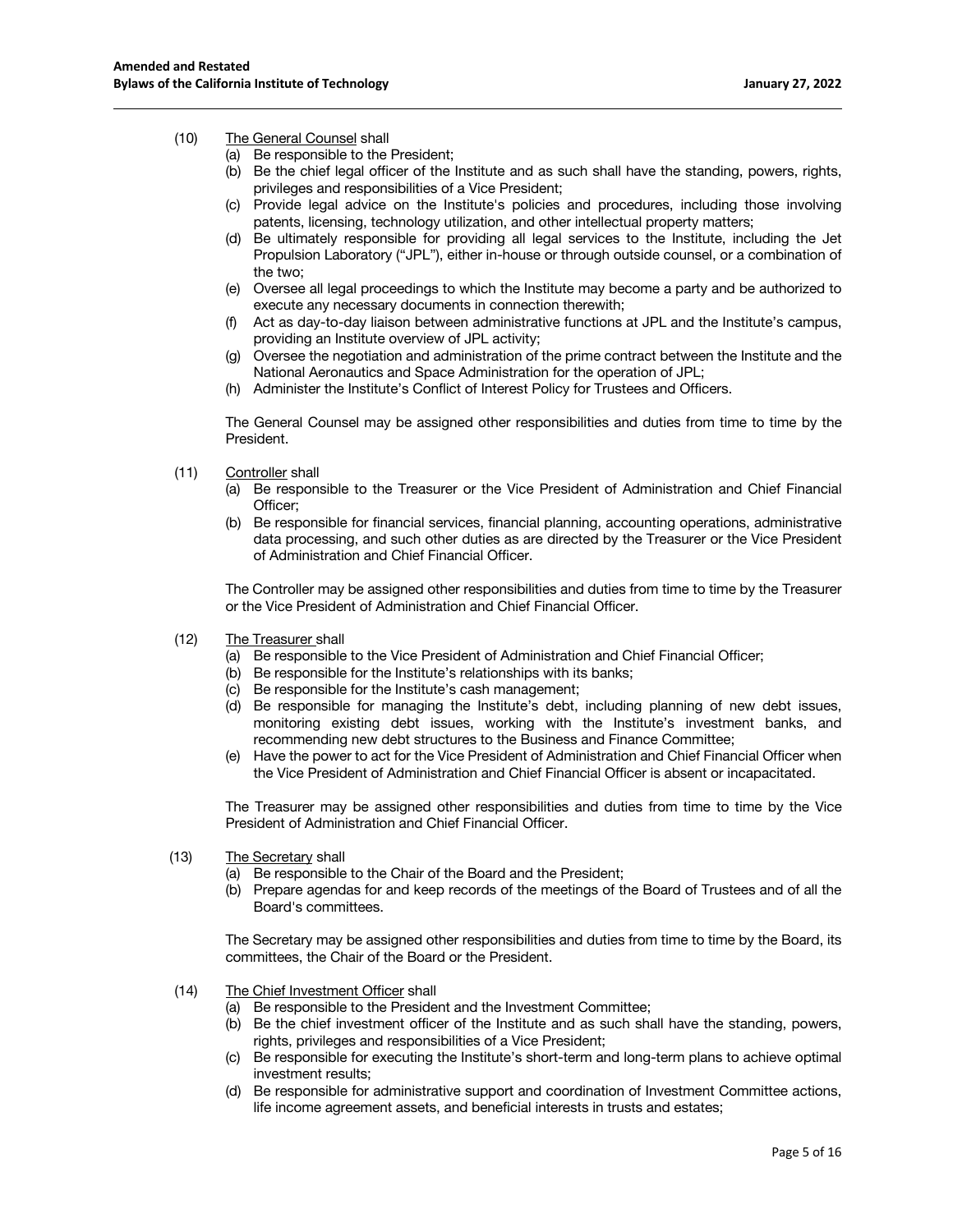(10) <u>The General Counsel</u> shall

(a) Be responsible to the President;

(b) Be the chief legal officer of the Institute and as such shall have the standing, powers, rights, privileges and responsibilities of a Vice President;

(c) Provide legal advice on the Institute's policies and procedures, including those involving patents, licensing, technology utilization, and other intellectual property matters;

(d) Be ultimately responsible for providing all legal services to the Institute, including the Jet Propulsion Laboratory ("JPL"), either in-house or through outside counsel, or a combination of the two;

(e) Oversee all legal proceedings to which the Institute may become a party and be authorized to execute any necessary documents in connection therewith;

(f) Act as day-to-day liaison between administrative functions at JPL and the Institute's campus, providing an Institute overview of JPL activity;

(g) Oversee the negotiation and administration of the prime contract between the Institute and the National Aeronautics and Space Administration for the operation of JPL;

(h) Administer the Institute's Conflict of Interest Policy for Trustees and Officers.

The General Counsel may be assigned other responsibilities and duties from time to time by the President.

(11) <u>Controller</u> shall

(a) Be responsible to the Treasurer or the Vice President of Administration and Chief Financial Officer;

(b) Be responsible for financial services, financial planning, accounting operations, administrative data processing, and such other duties as are directed by the Treasurer or the Vice President of Administration and Chief Financial Officer.

The Controller may be assigned other responsibilities and duties from time to time by the Treasurer or the Vice President of Administration and Chief Financial Officer.

(12) <u>The Treasurer</u> shall

(a) Be responsible to the Vice President of Administration and Chief Financial Officer;

(b) Be responsible for the Institute's relationships with its banks;

(c) Be responsible for the Institute's cash management;

(d) Be responsible for managing the Institute's debt, including planning of new debt issues, monitoring existing debt issues, working with the Institute's investment banks, and recommending new debt structures to the Business and Finance Committee;

(e) Have the power to act for the Vice President of Administration and Chief Financial Officer when the Vice President of Administration and Chief Financial Officer is absent or incapacitated.

The Treasurer may be assigned other responsibilities and duties from time to time by the Vice President of Administration and Chief Financial Officer.

(13) <u>The Secretary</u> shall

(a) Be responsible to the Chair of the Board and the President;

(b) Prepare agendas for and keep records of the meetings of the Board of Trustees and of all the Board's committees.

The Secretary may be assigned other responsibilities and duties from time to time by the Board, its committees, the Chair of the Board or the President.

(14) <u>The Chief Investment Officer</u> shall

(a) Be responsible to the President and the Investment Committee;

(b) Be the chief investment officer of the Institute and as such shall have the standing, powers, rights, privileges and responsibilities of a Vice President;

(c) Be responsible for executing the Institute's short-term and long-term plans to achieve optimal investment results;

(d) Be responsible for administrative support and coordination of Investment Committee actions, life income agreement assets, and beneficial interests in trusts and estates;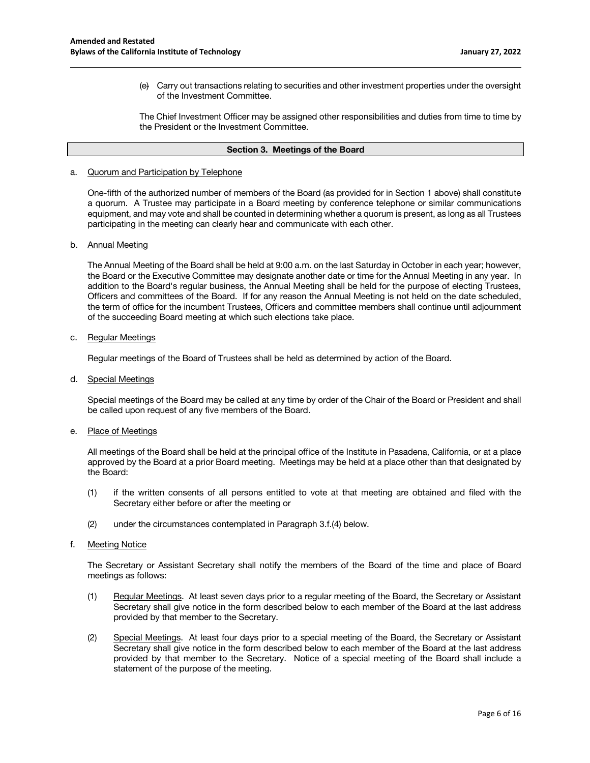(e) Carry out transactions relating to securities and other investment properties under the oversight of the Investment Committee.

The Chief Investment Officer may be assigned other responsibilities and duties from time to time by the President or the Investment Committee.

## Section 3. Meetings of the Board

a. Quorum and Participation by Telephone

One-fifth of the authorized number of members of the Board (as provided for in Section 1 above) shall constitute a quorum. A Trustee may participate in a Board meeting by conference telephone or similar communications equipment, and may vote and shall be counted in determining whether a quorum is present, as long as all Trustees participating in the meeting can clearly hear and communicate with each other.

b. Annual Meeting

The Annual Meeting of the Board shall be held at 9:00 a.m. on the last Saturday in October in each year; however, the Board or the Executive Committee may designate another date or time for the Annual Meeting in any year. In addition to the Board's regular business, the Annual Meeting shall be held for the purpose of electing Trustees, Officers and committees of the Board. If for any reason the Annual Meeting is not held on the date scheduled, the term of office for the incumbent Trustees, Officers and committee members shall continue until adjournment of the succeeding Board meeting at which such elections take place.

c. Regular Meetings

Regular meetings of the Board of Trustees shall be held as determined by action of the Board.

d. Special Meetings

Special meetings of the Board may be called at any time by order of the Chair of the Board or President and shall be called upon request of any five members of the Board.

e. Place of Meetings

All meetings of the Board shall be held at the principal office of the Institute in Pasadena, California, or at a place approved by the Board at a prior Board meeting. Meetings may be held at a place other than that designated by the Board:

(1) if the written consents of all persons entitled to vote at that meeting are obtained and filed with the Secretary either before or after the meeting or

(2) under the circumstances contemplated in Paragraph 3.f.(4) below.

f. Meeting Notice

The Secretary or Assistant Secretary shall notify the members of the Board of the time and place of Board meetings as follows:

(1) Regular Meetings. At least seven days prior to a regular meeting of the Board, the Secretary or Assistant Secretary shall give notice in the form described below to each member of the Board at the last address provided by that member to the Secretary.

(2) Special Meetings. At least four days prior to a special meeting of the Board, the Secretary or Assistant Secretary shall give notice in the form described below to each member of the Board at the last address provided by that member to the Secretary. Notice of a special meeting of the Board shall include a statement of the purpose of the meeting.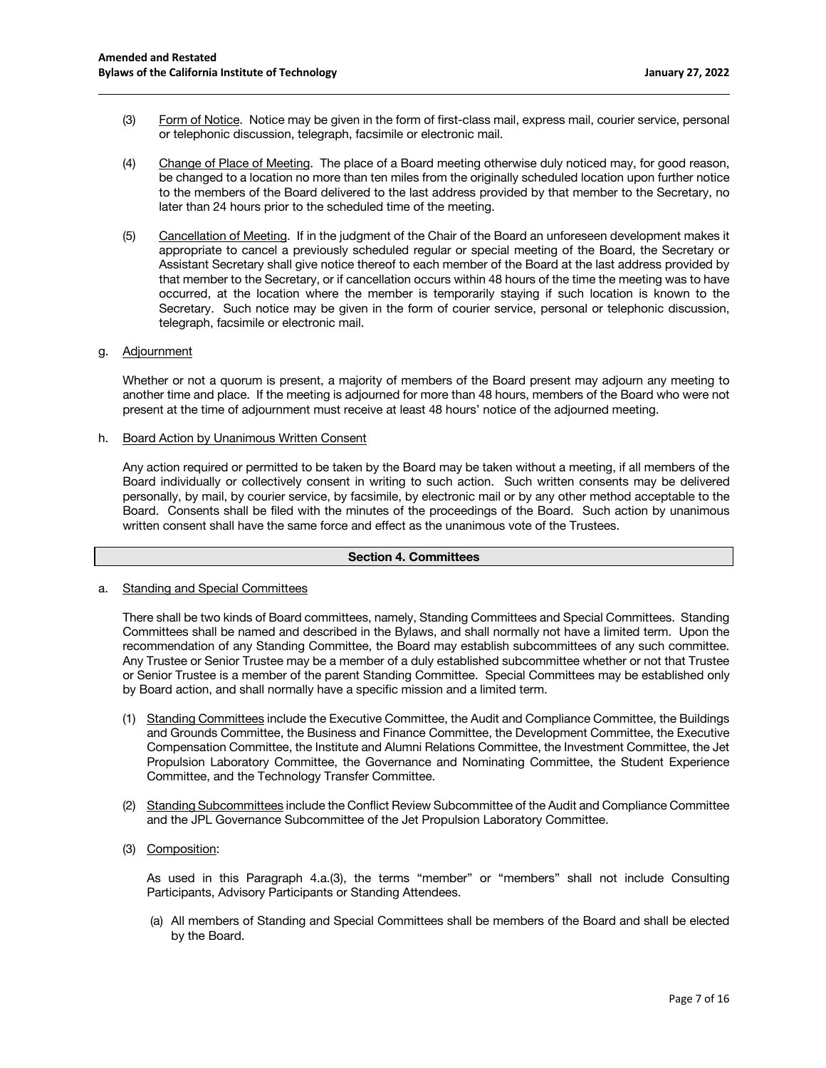(3) Form of Notice. Notice may be given in the form of first-class mail, express mail, courier service, personal or telephonic discussion, telegraph, facsimile or electronic mail.

(4) Change of Place of Meeting. The place of a Board meeting otherwise duly noticed may, for good reason, be changed to a location no more than ten miles from the originally scheduled location upon further notice to the members of the Board delivered to the last address provided by that member to the Secretary, no later than 24 hours prior to the scheduled time of the meeting.

(5) Cancellation of Meeting. If in the judgment of the Chair of the Board an unforeseen development makes it appropriate to cancel a previously scheduled regular or special meeting of the Board, the Secretary or Assistant Secretary shall give notice thereof to each member of the Board at the last address provided by that member to the Secretary, or if cancellation occurs within 48 hours of the time the meeting was to have occurred, at the location where the member is temporarily staying if such location is known to the Secretary. Such notice may be given in the form of courier service, personal or telephonic discussion, telegraph, facsimile or electronic mail.

g. Adjournment

Whether or not a quorum is present, a majority of members of the Board present may adjourn any meeting to another time and place. If the meeting is adjourned for more than 48 hours, members of the Board who were not present at the time of adjournment must receive at least 48 hours' notice of the adjourned meeting.

h. Board Action by Unanimous Written Consent

Any action required or permitted to be taken by the Board may be taken without a meeting, if all members of the Board individually or collectively consent in writing to such action. Such written consents may be delivered personally, by mail, by courier service, by facsimile, by electronic mail or by any other method acceptable to the Board. Consents shall be filed with the minutes of the proceedings of the Board. Such action by unanimous written consent shall have the same force and effect as the unanimous vote of the Trustees.

## Section 4. Committees

a. Standing and Special Committees

There shall be two kinds of Board committees, namely, Standing Committees and Special Committees. Standing Committees shall be named and described in the Bylaws, and shall normally not have a limited term. Upon the recommendation of any Standing Committee, the Board may establish subcommittees of any such committee. Any Trustee or Senior Trustee may be a member of a duly established subcommittee whether or not that Trustee or Senior Trustee is a member of the parent Standing Committee. Special Committees may be established only by Board action, and shall normally have a specific mission and a limited term.

(1) Standing Committees include the Executive Committee, the Audit and Compliance Committee, the Buildings and Grounds Committee, the Business and Finance Committee, the Development Committee, the Executive Compensation Committee, the Institute and Alumni Relations Committee, the Investment Committee, the Jet Propulsion Laboratory Committee, the Governance and Nominating Committee, the Student Experience Committee, and the Technology Transfer Committee.

(2) Standing Subcommittees include the Conflict Review Subcommittee of the Audit and Compliance Committee and the JPL Governance Subcommittee of the Jet Propulsion Laboratory Committee.

(3) Composition:

As used in this Paragraph 4.a.(3), the terms "member" or "members" shall not include Consulting Participants, Advisory Participants or Standing Attendees.

(a) All members of Standing and Special Committees shall be members of the Board and shall be elected by the Board.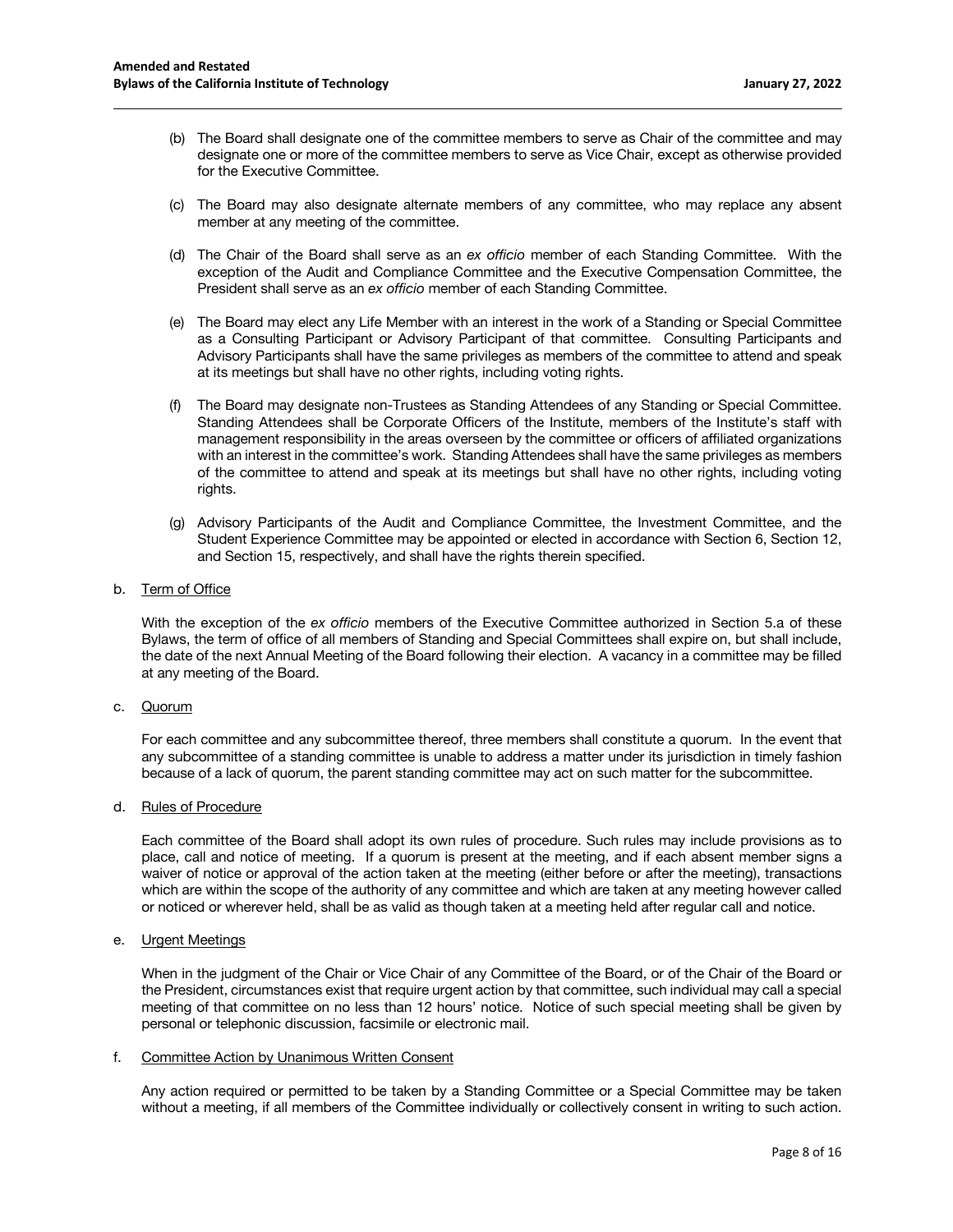(b) The Board shall designate one of the committee members to serve as Chair of the committee and may designate one or more of the committee members to serve as Vice Chair, except as otherwise provided for the Executive Committee.

(c) The Board may also designate alternate members of any committee, who may replace any absent member at any meeting of the committee.

(d) The Chair of the Board shall serve as an *ex officio* member of each Standing Committee. With the exception of the Audit and Compliance Committee and the Executive Compensation Committee, the President shall serve as an *ex officio* member of each Standing Committee.

(e) The Board may elect any Life Member with an interest in the work of a Standing or Special Committee as a Consulting Participant or Advisory Participant of that committee. Consulting Participants and Advisory Participants shall have the same privileges as members of the committee to attend and speak at its meetings but shall have no other rights, including voting rights.

(f) The Board may designate non-Trustees as Standing Attendees of any Standing or Special Committee. Standing Attendees shall be Corporate Officers of the Institute, members of the Institute's staff with management responsibility in the areas overseen by the committee or officers of affiliated organizations with an interest in the committee's work. Standing Attendees shall have the same privileges as members of the committee to attend and speak at its meetings but shall have no other rights, including voting rights.

(g) Advisory Participants of the Audit and Compliance Committee, the Investment Committee, and the Student Experience Committee may be appointed or elected in accordance with Section 6, Section 12, and Section 15, respectively, and shall have the rights therein specified.

b. <u>Term of Office</u>

With the exception of the *ex officio* members of the Executive Committee authorized in Section 5.a of these Bylaws, the term of office of all members of Standing and Special Committees shall expire on, but shall include, the date of the next Annual Meeting of the Board following their election. A vacancy in a committee may be filled at any meeting of the Board.

c. <u>Quorum</u>

For each committee and any subcommittee thereof, three members shall constitute a quorum. In the event that any subcommittee of a standing committee is unable to address a matter under its jurisdiction in timely fashion because of a lack of quorum, the parent standing committee may act on such matter for the subcommittee.

d. <u>Rules of Procedure</u>

Each committee of the Board shall adopt its own rules of procedure. Such rules may include provisions as to place, call and notice of meeting. If a quorum is present at the meeting, and if each absent member signs a waiver of notice or approval of the action taken at the meeting (either before or after the meeting), transactions which are within the scope of the authority of any committee and which are taken at any meeting however called or noticed or wherever held, shall be as valid as though taken at a meeting held after regular call and notice.

e. <u>Urgent Meetings</u>

When in the judgment of the Chair or Vice Chair of any Committee of the Board, or of the Chair of the Board or the President, circumstances exist that require urgent action by that committee, such individual may call a special meeting of that committee on no less than 12 hours' notice. Notice of such special meeting shall be given by personal or telephonic discussion, facsimile or electronic mail.

f. <u>Committee Action by Unanimous Written Consent</u>

Any action required or permitted to be taken by a Standing Committee or a Special Committee may be taken without a meeting, if all members of the Committee individually or collectively consent in writing to such action.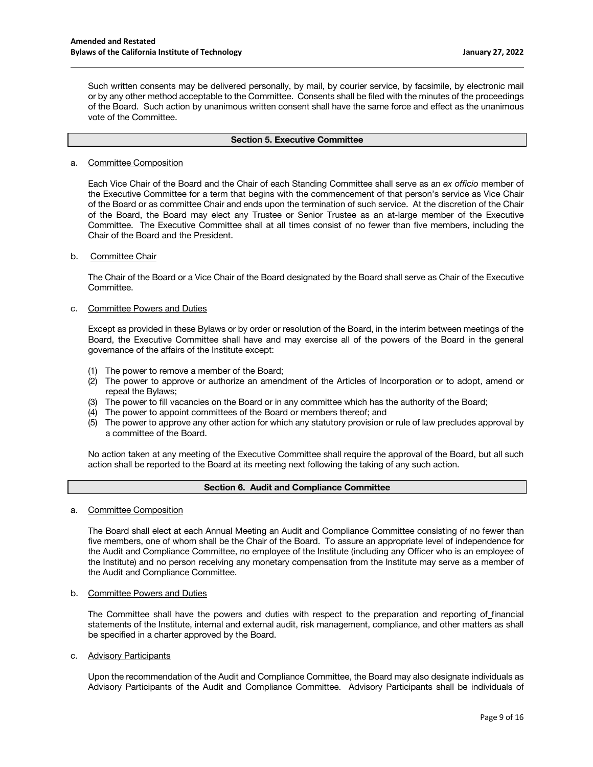Such written consents may be delivered personally, by mail, by courier service, by facsimile, by electronic mail or by any other method acceptable to the Committee. Consents shall be filed with the minutes of the proceedings of the Board. Such action by unanimous written consent shall have the same force and effect as the unanimous vote of the Committee.

### Section 5. Executive Committee

a. Committee Composition

Each Vice Chair of the Board and the Chair of each Standing Committee shall serve as an *ex officio* member of the Executive Committee for a term that begins with the commencement of that person's service as Vice Chair of the Board or as committee Chair and ends upon the termination of such service. At the discretion of the Chair of the Board, the Board may elect any Trustee or Senior Trustee as an at-large member of the Executive Committee. The Executive Committee shall at all times consist of no fewer than five members, including the Chair of the Board and the President.

b. Committee Chair

The Chair of the Board or a Vice Chair of the Board designated by the Board shall serve as Chair of the Executive Committee.

c. Committee Powers and Duties

Except as provided in these Bylaws or by order or resolution of the Board, in the interim between meetings of the Board, the Executive Committee shall have and may exercise all of the powers of the Board in the general governance of the affairs of the Institute except:

(1) The power to remove a member of the Board;
(2) The power to approve or authorize an amendment of the Articles of Incorporation or to adopt, amend or repeal the Bylaws;
(3) The power to fill vacancies on the Board or in any committee which has the authority of the Board;
(4) The power to appoint committees of the Board or members thereof; and
(5) The power to approve any other action for which any statutory provision or rule of law precludes approval by a committee of the Board.

No action taken at any meeting of the Executive Committee shall require the approval of the Board, but all such action shall be reported to the Board at its meeting next following the taking of any such action.

### Section 6. Audit and Compliance Committee

a. Committee Composition

The Board shall elect at each Annual Meeting an Audit and Compliance Committee consisting of no fewer than five members, one of whom shall be the Chair of the Board. To assure an appropriate level of independence for the Audit and Compliance Committee, no employee of the Institute (including any Officer who is an employee of the Institute) and no person receiving any monetary compensation from the Institute may serve as a member of the Audit and Compliance Committee.

b. Committee Powers and Duties

The Committee shall have the powers and duties with respect to the preparation and reporting of financial statements of the Institute, internal and external audit, risk management, compliance, and other matters as shall be specified in a charter approved by the Board.

c. Advisory Participants

Upon the recommendation of the Audit and Compliance Committee, the Board may also designate individuals as Advisory Participants of the Audit and Compliance Committee. Advisory Participants shall be individuals of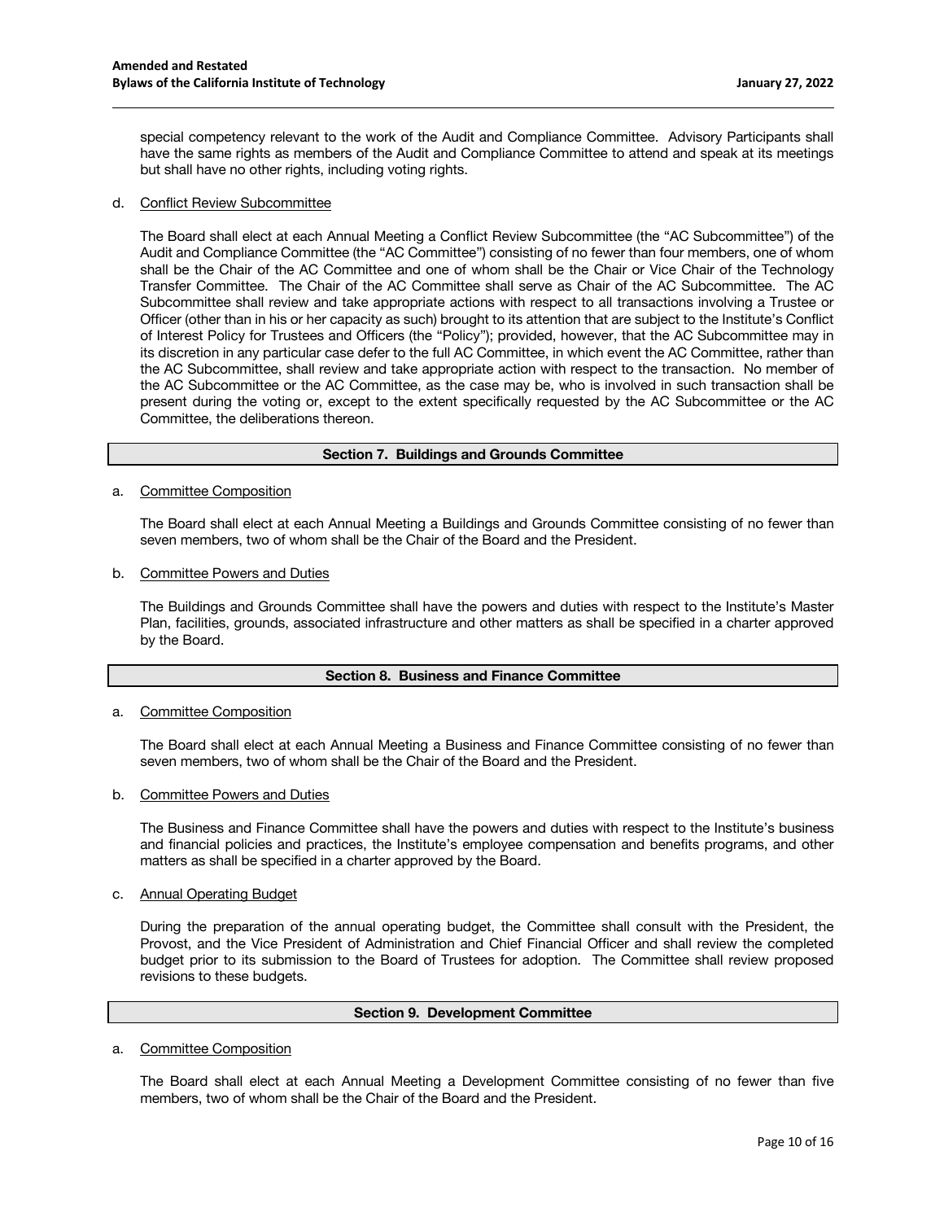special competency relevant to the work of the Audit and Compliance Committee. Advisory Participants shall have the same rights as members of the Audit and Compliance Committee to attend and speak at its meetings but shall have no other rights, including voting rights.

d. Conflict Review Subcommittee

The Board shall elect at each Annual Meeting a Conflict Review Subcommittee (the "AC Subcommittee") of the Audit and Compliance Committee (the "AC Committee") consisting of no fewer than four members, one of whom shall be the Chair of the AC Committee and one of whom shall be the Chair or Vice Chair of the Technology Transfer Committee. The Chair of the AC Committee shall serve as Chair of the AC Subcommittee. The AC Subcommittee shall review and take appropriate actions with respect to all transactions involving a Trustee or Officer (other than in his or her capacity as such) brought to its attention that are subject to the Institute's Conflict of Interest Policy for Trustees and Officers (the "Policy"); provided, however, that the AC Subcommittee may in its discretion in any particular case defer to the full AC Committee, in which event the AC Committee, rather than the AC Subcommittee, shall review and take appropriate action with respect to the transaction. No member of the AC Subcommittee or the AC Committee, as the case may be, who is involved in such transaction shall be present during the voting or, except to the extent specifically requested by the AC Subcommittee or the AC Committee, the deliberations thereon.

## Section 7. Buildings and Grounds Committee

a. Committee Composition

The Board shall elect at each Annual Meeting a Buildings and Grounds Committee consisting of no fewer than seven members, two of whom shall be the Chair of the Board and the President.

b. Committee Powers and Duties

The Buildings and Grounds Committee shall have the powers and duties with respect to the Institute's Master Plan, facilities, grounds, associated infrastructure and other matters as shall be specified in a charter approved by the Board.

## Section 8. Business and Finance Committee

a. Committee Composition

The Board shall elect at each Annual Meeting a Business and Finance Committee consisting of no fewer than seven members, two of whom shall be the Chair of the Board and the President.

b. Committee Powers and Duties

The Business and Finance Committee shall have the powers and duties with respect to the Institute's business and financial policies and practices, the Institute's employee compensation and benefits programs, and other matters as shall be specified in a charter approved by the Board.

c. Annual Operating Budget

During the preparation of the annual operating budget, the Committee shall consult with the President, the Provost, and the Vice President of Administration and Chief Financial Officer and shall review the completed budget prior to its submission to the Board of Trustees for adoption. The Committee shall review proposed revisions to these budgets.

## Section 9. Development Committee

a. Committee Composition

The Board shall elect at each Annual Meeting a Development Committee consisting of no fewer than five members, two of whom shall be the Chair of the Board and the President.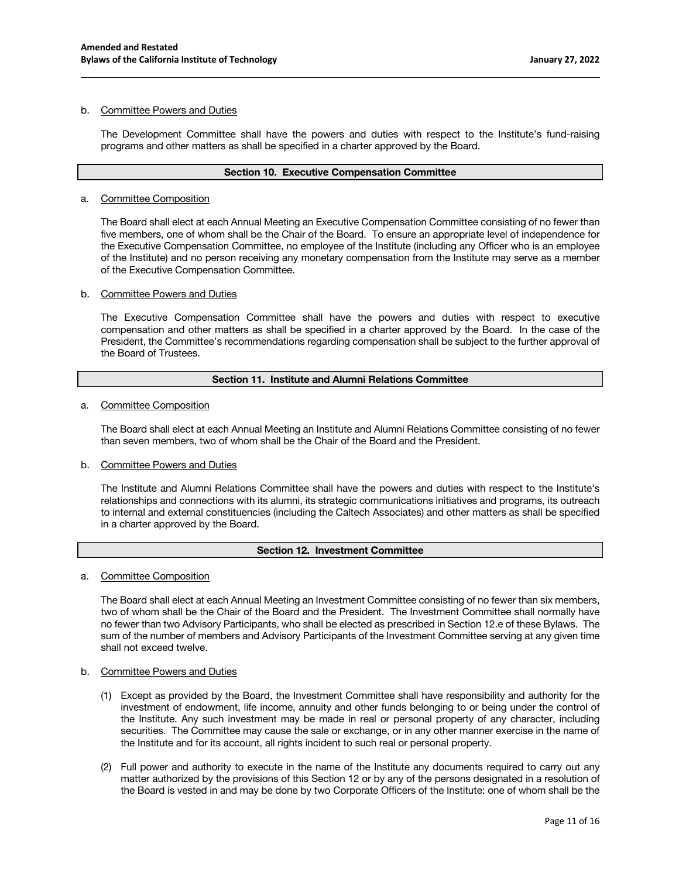b. Committee Powers and Duties

The Development Committee shall have the powers and duties with respect to the Institute's fund-raising programs and other matters as shall be specified in a charter approved by the Board.

## Section 10. Executive Compensation Committee

a. Committee Composition

The Board shall elect at each Annual Meeting an Executive Compensation Committee consisting of no fewer than five members, one of whom shall be the Chair of the Board. To ensure an appropriate level of independence for the Executive Compensation Committee, no employee of the Institute (including any Officer who is an employee of the Institute) and no person receiving any monetary compensation from the Institute may serve as a member of the Executive Compensation Committee.

b. Committee Powers and Duties

The Executive Compensation Committee shall have the powers and duties with respect to executive compensation and other matters as shall be specified in a charter approved by the Board. In the case of the President, the Committee's recommendations regarding compensation shall be subject to the further approval of the Board of Trustees.

## Section 11. Institute and Alumni Relations Committee

a. Committee Composition

The Board shall elect at each Annual Meeting an Institute and Alumni Relations Committee consisting of no fewer than seven members, two of whom shall be the Chair of the Board and the President.

b. Committee Powers and Duties

The Institute and Alumni Relations Committee shall have the powers and duties with respect to the Institute's relationships and connections with its alumni, its strategic communications initiatives and programs, its outreach to internal and external constituencies (including the Caltech Associates) and other matters as shall be specified in a charter approved by the Board.

## Section 12. Investment Committee

a. Committee Composition

The Board shall elect at each Annual Meeting an Investment Committee consisting of no fewer than six members, two of whom shall be the Chair of the Board and the President. The Investment Committee shall normally have no fewer than two Advisory Participants, who shall be elected as prescribed in Section 12.e of these Bylaws. The sum of the number of members and Advisory Participants of the Investment Committee serving at any given time shall not exceed twelve.

b. Committee Powers and Duties

(1) Except as provided by the Board, the Investment Committee shall have responsibility and authority for the investment of endowment, life income, annuity and other funds belonging to or being under the control of the Institute. Any such investment may be made in real or personal property of any character, including securities. The Committee may cause the sale or exchange, or in any other manner exercise in the name of the Institute and for its account, all rights incident to such real or personal property.

(2) Full power and authority to execute in the name of the Institute any documents required to carry out any matter authorized by the provisions of this Section 12 or by any of the persons designated in a resolution of the Board is vested in and may be done by two Corporate Officers of the Institute: one of whom shall be the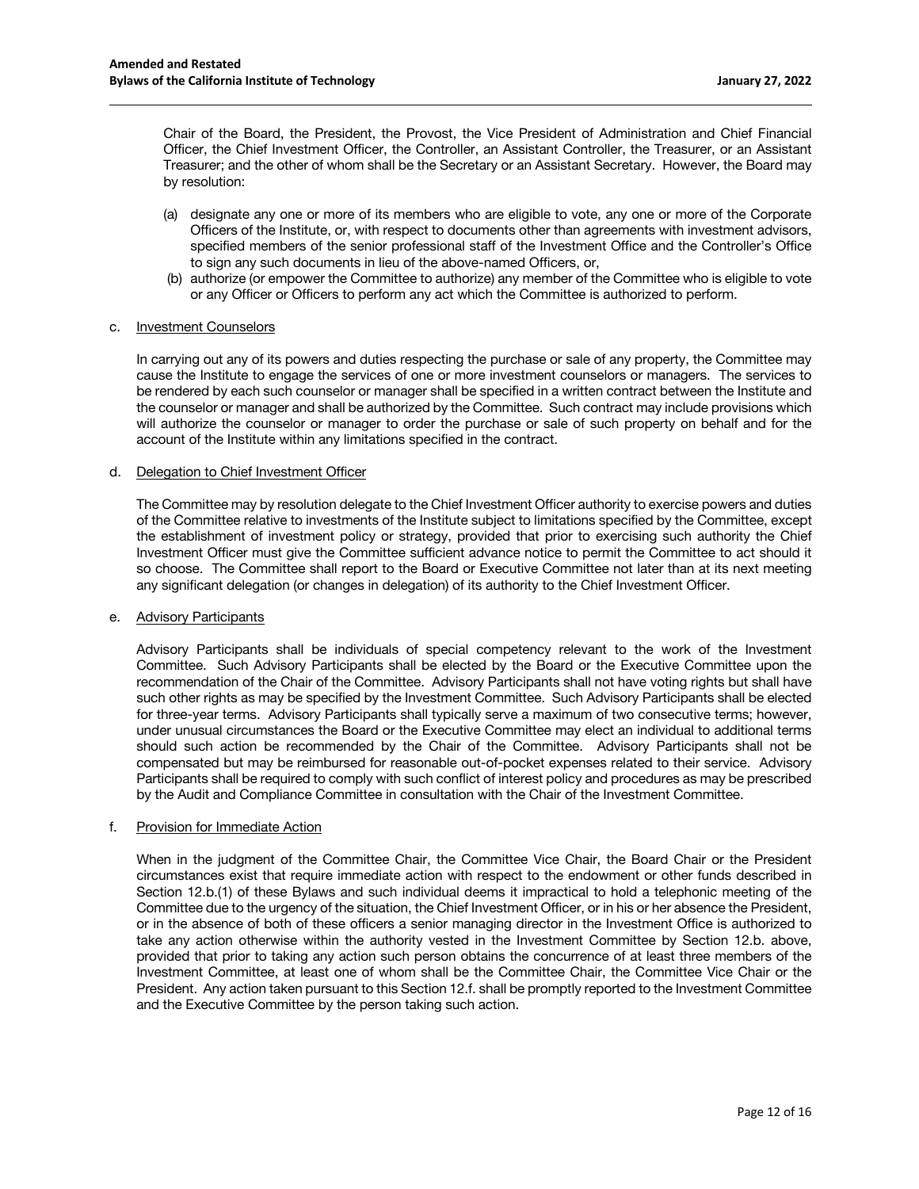Chair of the Board, the President, the Provost, the Vice President of Administration and Chief Financial Officer, the Chief Investment Officer, the Controller, an Assistant Controller, the Treasurer, or an Assistant Treasurer; and the other of whom shall be the Secretary or an Assistant Secretary. However, the Board may by resolution:

(a) designate any one or more of its members who are eligible to vote, any one or more of the Corporate Officers of the Institute, or, with respect to documents other than agreements with investment advisors, specified members of the senior professional staff of the Investment Office and the Controller's Office to sign any such documents in lieu of the above-named Officers, or,

(b) authorize (or empower the Committee to authorize) any member of the Committee who is eligible to vote or any Officer or Officers to perform any act which the Committee is authorized to perform.

c. <u>Investment Counselors</u>

In carrying out any of its powers and duties respecting the purchase or sale of any property, the Committee may cause the Institute to engage the services of one or more investment counselors or managers. The services to be rendered by each such counselor or manager shall be specified in a written contract between the Institute and the counselor or manager and shall be authorized by the Committee. Such contract may include provisions which will authorize the counselor or manager to order the purchase or sale of such property on behalf and for the account of the Institute within any limitations specified in the contract.

d. <u>Delegation to Chief Investment Officer</u>

The Committee may by resolution delegate to the Chief Investment Officer authority to exercise powers and duties of the Committee relative to investments of the Institute subject to limitations specified by the Committee, except the establishment of investment policy or strategy, provided that prior to exercising such authority the Chief Investment Officer must give the Committee sufficient advance notice to permit the Committee to act should it so choose. The Committee shall report to the Board or Executive Committee not later than at its next meeting any significant delegation (or changes in delegation) of its authority to the Chief Investment Officer.

e. <u>Advisory Participants</u>

Advisory Participants shall be individuals of special competency relevant to the work of the Investment Committee. Such Advisory Participants shall be elected by the Board or the Executive Committee upon the recommendation of the Chair of the Committee. Advisory Participants shall not have voting rights but shall have such other rights as may be specified by the Investment Committee. Such Advisory Participants shall be elected for three-year terms. Advisory Participants shall typically serve a maximum of two consecutive terms; however, under unusual circumstances the Board or the Executive Committee may elect an individual to additional terms should such action be recommended by the Chair of the Committee. Advisory Participants shall not be compensated but may be reimbursed for reasonable out-of-pocket expenses related to their service. Advisory Participants shall be required to comply with such conflict of interest policy and procedures as may be prescribed by the Audit and Compliance Committee in consultation with the Chair of the Investment Committee.

f. <u>Provision for Immediate Action</u>

When in the judgment of the Committee Chair, the Committee Vice Chair, the Board Chair or the President circumstances exist that require immediate action with respect to the endowment or other funds described in Section 12.b.(1) of these Bylaws and such individual deems it impractical to hold a telephonic meeting of the Committee due to the urgency of the situation, the Chief Investment Officer, or in his or her absence the President, or in the absence of both of these officers a senior managing director in the Investment Office is authorized to take any action otherwise within the authority vested in the Investment Committee by Section 12.b. above, provided that prior to taking any action such person obtains the concurrence of at least three members of the Investment Committee, at least one of whom shall be the Committee Chair, the Committee Vice Chair or the President. Any action taken pursuant to this Section 12.f. shall be promptly reported to the Investment Committee and the Executive Committee by the person taking such action.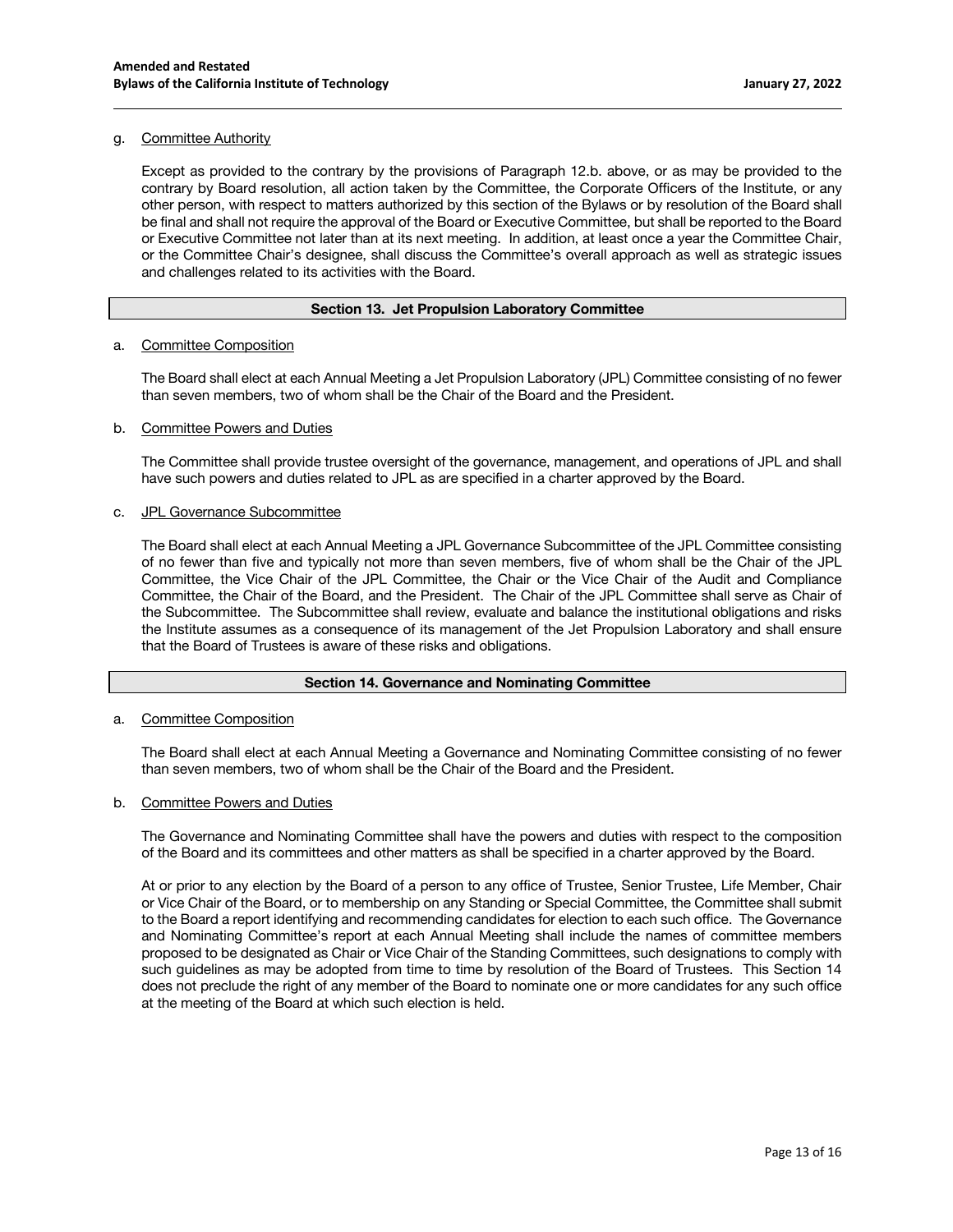g. Committee Authority

Except as provided to the contrary by the provisions of Paragraph 12.b. above, or as may be provided to the contrary by Board resolution, all action taken by the Committee, the Corporate Officers of the Institute, or any other person, with respect to matters authorized by this section of the Bylaws or by resolution of the Board shall be final and shall not require the approval of the Board or Executive Committee, but shall be reported to the Board or Executive Committee not later than at its next meeting. In addition, at least once a year the Committee Chair, or the Committee Chair's designee, shall discuss the Committee's overall approach as well as strategic issues and challenges related to its activities with the Board.

## Section 13. Jet Propulsion Laboratory Committee

a. Committee Composition

The Board shall elect at each Annual Meeting a Jet Propulsion Laboratory (JPL) Committee consisting of no fewer than seven members, two of whom shall be the Chair of the Board and the President.

b. Committee Powers and Duties

The Committee shall provide trustee oversight of the governance, management, and operations of JPL and shall have such powers and duties related to JPL as are specified in a charter approved by the Board.

c. JPL Governance Subcommittee

The Board shall elect at each Annual Meeting a JPL Governance Subcommittee of the JPL Committee consisting of no fewer than five and typically not more than seven members, five of whom shall be the Chair of the JPL Committee, the Vice Chair of the JPL Committee, the Chair or the Vice Chair of the Audit and Compliance Committee, the Chair of the Board, and the President. The Chair of the JPL Committee shall serve as Chair of the Subcommittee. The Subcommittee shall review, evaluate and balance the institutional obligations and risks the Institute assumes as a consequence of its management of the Jet Propulsion Laboratory and shall ensure that the Board of Trustees is aware of these risks and obligations.

## Section 14. Governance and Nominating Committee

a. Committee Composition

The Board shall elect at each Annual Meeting a Governance and Nominating Committee consisting of no fewer than seven members, two of whom shall be the Chair of the Board and the President.

b. Committee Powers and Duties

The Governance and Nominating Committee shall have the powers and duties with respect to the composition of the Board and its committees and other matters as shall be specified in a charter approved by the Board.

At or prior to any election by the Board of a person to any office of Trustee, Senior Trustee, Life Member, Chair or Vice Chair of the Board, or to membership on any Standing or Special Committee, the Committee shall submit to the Board a report identifying and recommending candidates for election to each such office. The Governance and Nominating Committee's report at each Annual Meeting shall include the names of committee members proposed to be designated as Chair or Vice Chair of the Standing Committees, such designations to comply with such guidelines as may be adopted from time to time by resolution of the Board of Trustees. This Section 14 does not preclude the right of any member of the Board to nominate one or more candidates for any such office at the meeting of the Board at which such election is held.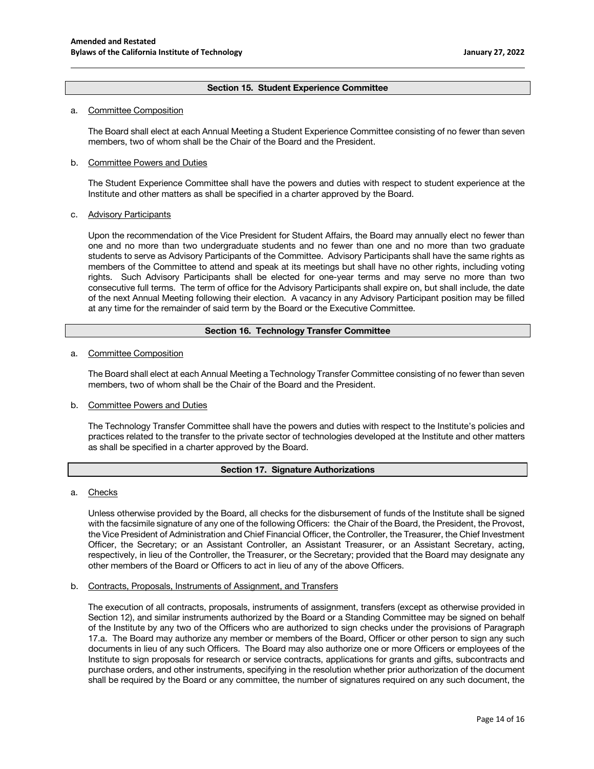## Section 15. Student Experience Committee

a. Committee Composition

The Board shall elect at each Annual Meeting a Student Experience Committee consisting of no fewer than seven members, two of whom shall be the Chair of the Board and the President.

b. Committee Powers and Duties

The Student Experience Committee shall have the powers and duties with respect to student experience at the Institute and other matters as shall be specified in a charter approved by the Board.

c. Advisory Participants

Upon the recommendation of the Vice President for Student Affairs, the Board may annually elect no fewer than one and no more than two undergraduate students and no fewer than one and no more than two graduate students to serve as Advisory Participants of the Committee. Advisory Participants shall have the same rights as members of the Committee to attend and speak at its meetings but shall have no other rights, including voting rights. Such Advisory Participants shall be elected for one-year terms and may serve no more than two consecutive full terms. The term of office for the Advisory Participants shall expire on, but shall include, the date of the next Annual Meeting following their election. A vacancy in any Advisory Participant position may be filled at any time for the remainder of said term by the Board or the Executive Committee.

## Section 16. Technology Transfer Committee

a. Committee Composition

The Board shall elect at each Annual Meeting a Technology Transfer Committee consisting of no fewer than seven members, two of whom shall be the Chair of the Board and the President.

b. Committee Powers and Duties

The Technology Transfer Committee shall have the powers and duties with respect to the Institute's policies and practices related to the transfer to the private sector of technologies developed at the Institute and other matters as shall be specified in a charter approved by the Board.

## Section 17. Signature Authorizations

a. Checks

Unless otherwise provided by the Board, all checks for the disbursement of funds of the Institute shall be signed with the facsimile signature of any one of the following Officers: the Chair of the Board, the President, the Provost, the Vice President of Administration and Chief Financial Officer, the Controller, the Treasurer, the Chief Investment Officer, the Secretary; or an Assistant Controller, an Assistant Treasurer, or an Assistant Secretary, acting, respectively, in lieu of the Controller, the Treasurer, or the Secretary; provided that the Board may designate any other members of the Board or Officers to act in lieu of any of the above Officers.

b. Contracts, Proposals, Instruments of Assignment, and Transfers

The execution of all contracts, proposals, instruments of assignment, transfers (except as otherwise provided in Section 12), and similar instruments authorized by the Board or a Standing Committee may be signed on behalf of the Institute by any two of the Officers who are authorized to sign checks under the provisions of Paragraph 17.a. The Board may authorize any member or members of the Board, Officer or other person to sign any such documents in lieu of any such Officers. The Board may also authorize one or more Officers or employees of the Institute to sign proposals for research or service contracts, applications for grants and gifts, subcontracts and purchase orders, and other instruments, specifying in the resolution whether prior authorization of the document shall be required by the Board or any committee, the number of signatures required on any such document, the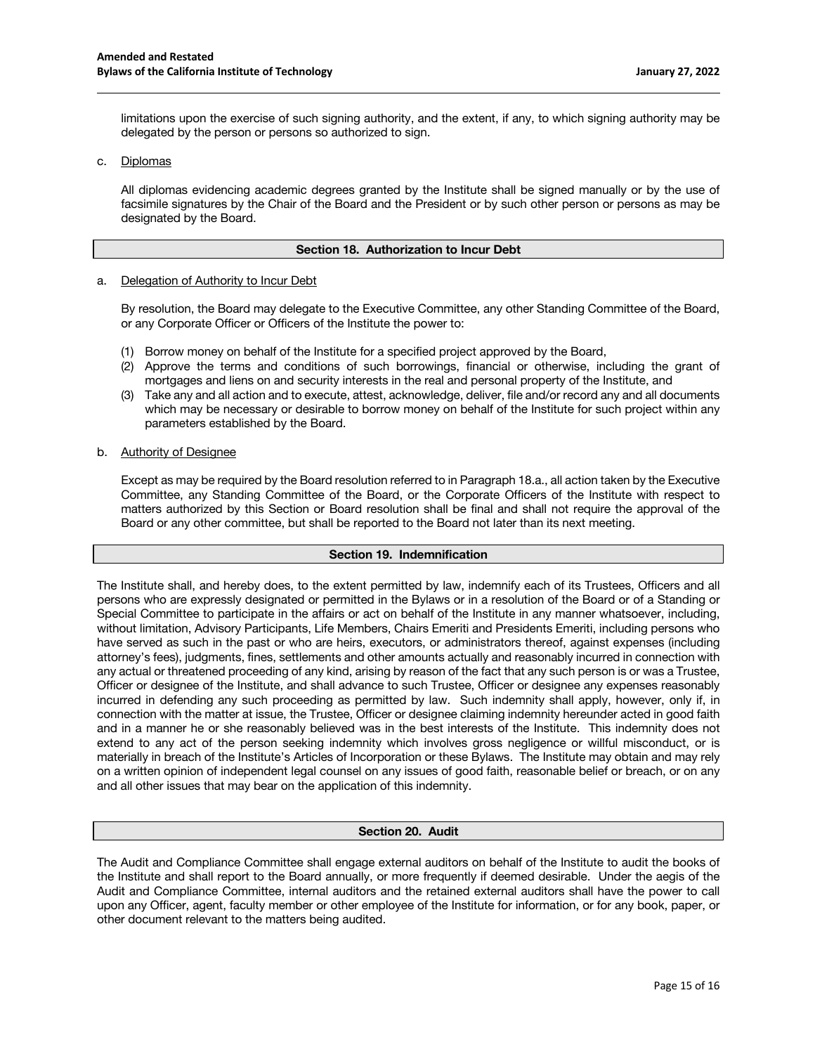limitations upon the exercise of such signing authority, and the extent, if any, to which signing authority may be delegated by the person or persons so authorized to sign.

c. Diplomas

All diplomas evidencing academic degrees granted by the Institute shall be signed manually or by the use of facsimile signatures by the Chair of the Board and the President or by such other person or persons as may be designated by the Board.

## Section 18. Authorization to Incur Debt

a. Delegation of Authority to Incur Debt

By resolution, the Board may delegate to the Executive Committee, any other Standing Committee of the Board, or any Corporate Officer or Officers of the Institute the power to:

(1) Borrow money on behalf of the Institute for a specified project approved by the Board,
(2) Approve the terms and conditions of such borrowings, financial or otherwise, including the grant of mortgages and liens on and security interests in the real and personal property of the Institute, and
(3) Take any and all action and to execute, attest, acknowledge, deliver, file and/or record any and all documents which may be necessary or desirable to borrow money on behalf of the Institute for such project within any parameters established by the Board.

b. Authority of Designee

Except as may be required by the Board resolution referred to in Paragraph 18.a., all action taken by the Executive Committee, any Standing Committee of the Board, or the Corporate Officers of the Institute with respect to matters authorized by this Section or Board resolution shall be final and shall not require the approval of the Board or any other committee, but shall be reported to the Board not later than its next meeting.

## Section 19. Indemnification

The Institute shall, and hereby does, to the extent permitted by law, indemnify each of its Trustees, Officers and all persons who are expressly designated or permitted in the Bylaws or in a resolution of the Board or of a Standing or Special Committee to participate in the affairs or act on behalf of the Institute in any manner whatsoever, including, without limitation, Advisory Participants, Life Members, Chairs Emeriti and Presidents Emeriti, including persons who have served as such in the past or who are heirs, executors, or administrators thereof, against expenses (including attorney's fees), judgments, fines, settlements and other amounts actually and reasonably incurred in connection with any actual or threatened proceeding of any kind, arising by reason of the fact that any such person is or was a Trustee, Officer or designee of the Institute, and shall advance to such Trustee, Officer or designee any expenses reasonably incurred in defending any such proceeding as permitted by law. Such indemnity shall apply, however, only if, in connection with the matter at issue, the Trustee, Officer or designee claiming indemnity hereunder acted in good faith and in a manner he or she reasonably believed was in the best interests of the Institute. This indemnity does not extend to any act of the person seeking indemnity which involves gross negligence or willful misconduct, or is materially in breach of the Institute's Articles of Incorporation or these Bylaws. The Institute may obtain and may rely on a written opinion of independent legal counsel on any issues of good faith, reasonable belief or breach, or on any and all other issues that may bear on the application of this indemnity.

## Section 20. Audit

The Audit and Compliance Committee shall engage external auditors on behalf of the Institute to audit the books of the Institute and shall report to the Board annually, or more frequently if deemed desirable. Under the aegis of the Audit and Compliance Committee, internal auditors and the retained external auditors shall have the power to call upon any Officer, agent, faculty member or other employee of the Institute for information, or for any book, paper, or other document relevant to the matters being audited.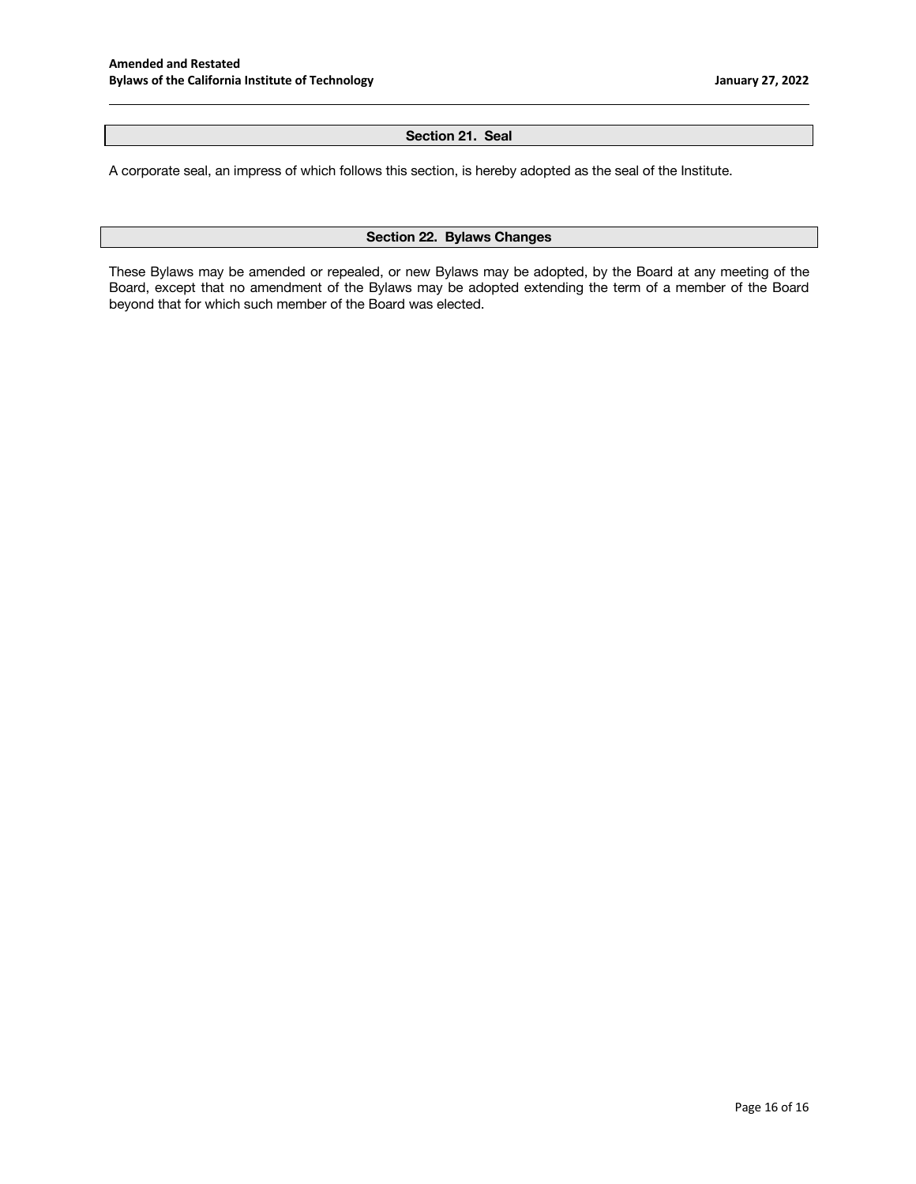## Section 21. Seal

A corporate seal, an impress of which follows this section, is hereby adopted as the seal of the Institute.

## Section 22. Bylaws Changes

These Bylaws may be amended or repealed, or new Bylaws may be adopted, by the Board at any meeting of the Board, except that no amendment of the Bylaws may be adopted extending the term of a member of the Board beyond that for which such member of the Board was elected.